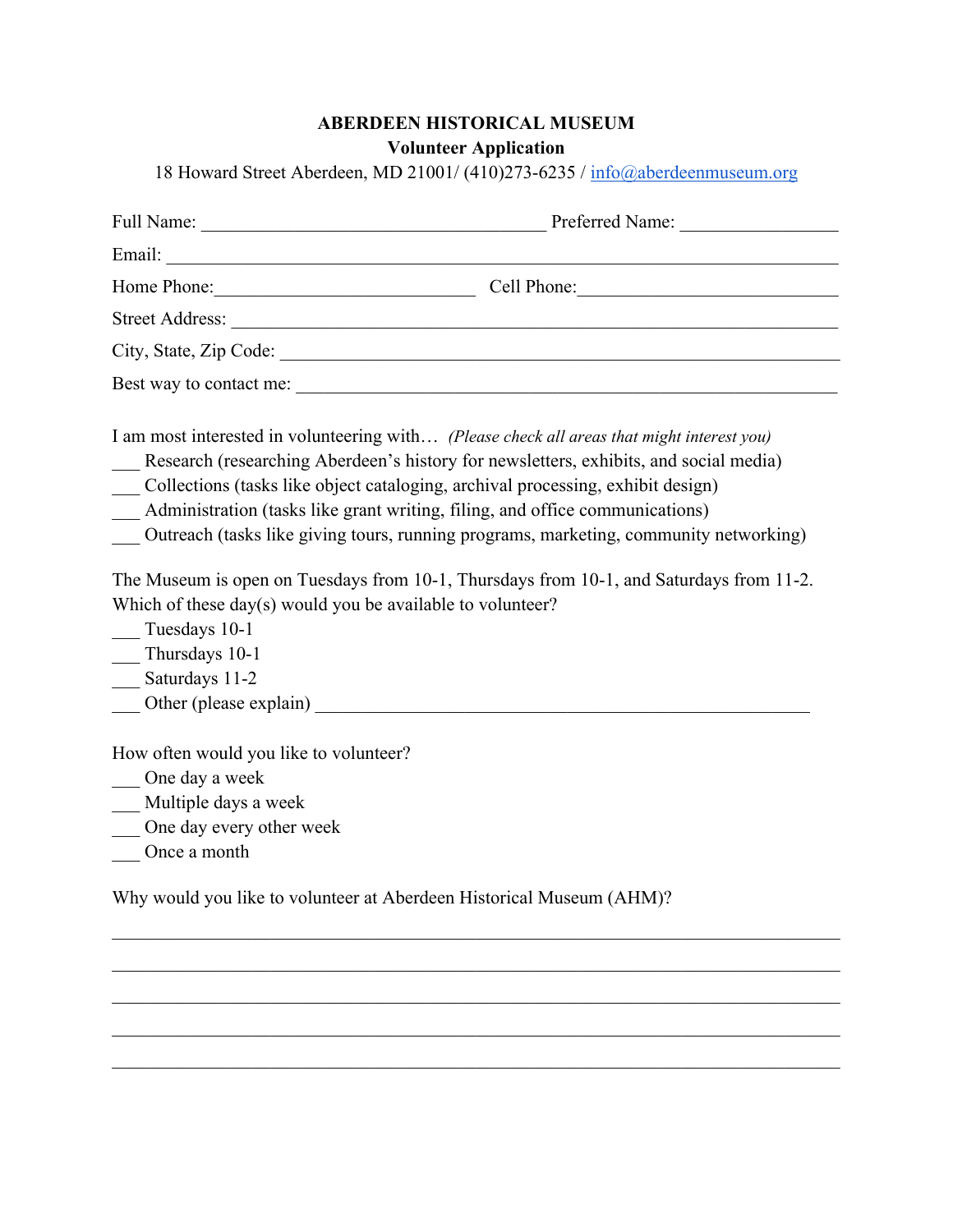**ABERDEEN HISTORICAL MUSEUM**

**Volunteer Application**

18 Howard Street Aberdeen, MD 21001/ (410)273-6235 / info@aberdeenmuseum.org

Full Name: ______________________________________ Preferred Name: _________________

Email: _________________________________________________________________________

Home Phone:____________________________ Cell Phone:____________________________

Street Address: _________________________________________________________________

City, State, Zip Code: ____________________________________________________________

Best way to contact me: ___________________________________________________________

I am most interested in volunteering with… *(Please check all areas that might interest you)*

___ Research (researching Aberdeen's history for newsletters, exhibits, and social media)
___ Collections (tasks like object cataloging, archival processing, exhibit design)
___ Administration (tasks like grant writing, filing, and office communications)
___ Outreach (tasks like giving tours, running programs, marketing, community networking)

The Museum is open on Tuesdays from 10-1, Thursdays from 10-1, and Saturdays from 11-2. Which of these day(s) would you be available to volunteer?

___ Tuesdays 10-1
___ Thursdays 10-1
___ Saturdays 11-2
___ Other (please explain) _______________________________________________________

How often would you like to volunteer?

___ One day a week
___ Multiple days a week
___ One day every other week
___ Once a month

Why would you like to volunteer at Aberdeen Historical Museum (AHM)?

_________________________________________________________________________________

_________________________________________________________________________________

_________________________________________________________________________________

_________________________________________________________________________________

_________________________________________________________________________________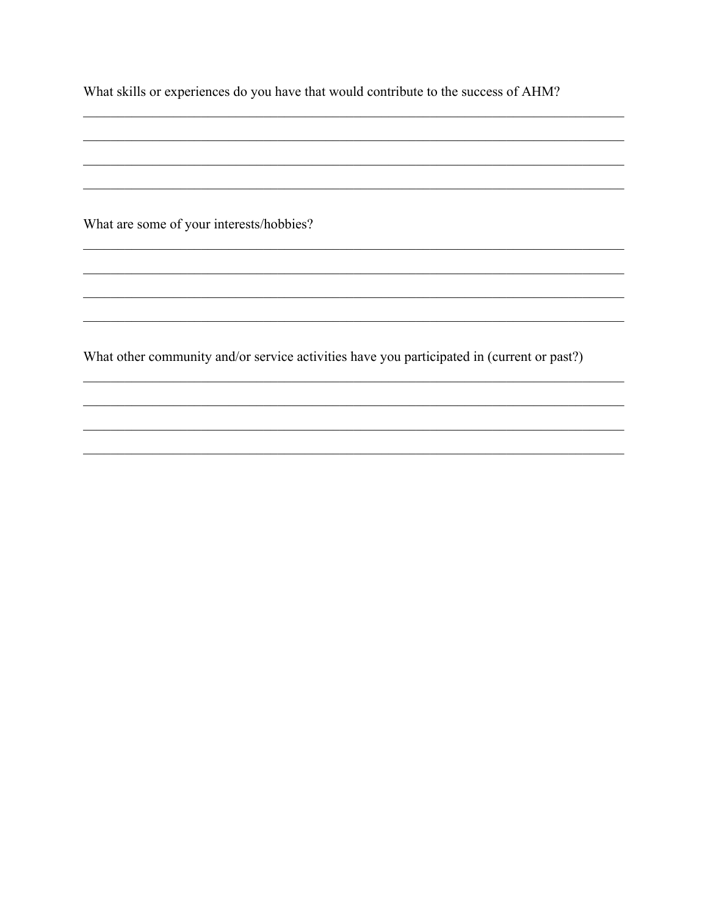What skills or experiences do you have that would contribute to the success of AHM?

\_\_\_\_\_\_\_\_\_\_\_\_\_\_\_\_\_\_\_\_\_\_\_\_\_\_\_\_\_\_\_\_\_\_\_\_\_\_\_\_\_\_\_\_\_\_\_\_\_\_\_\_\_\_\_\_\_\_\_\_\_\_\_\_\_\_\_\_\_\_\_\_\_\_\_\_\_\_

\_\_\_\_\_\_\_\_\_\_\_\_\_\_\_\_\_\_\_\_\_\_\_\_\_\_\_\_\_\_\_\_\_\_\_\_\_\_\_\_\_\_\_\_\_\_\_\_\_\_\_\_\_\_\_\_\_\_\_\_\_\_\_\_\_\_\_\_\_\_\_\_\_\_\_\_\_\_

\_\_\_\_\_\_\_\_\_\_\_\_\_\_\_\_\_\_\_\_\_\_\_\_\_\_\_\_\_\_\_\_\_\_\_\_\_\_\_\_\_\_\_\_\_\_\_\_\_\_\_\_\_\_\_\_\_\_\_\_\_\_\_\_\_\_\_\_\_\_\_\_\_\_\_\_\_\_

\_\_\_\_\_\_\_\_\_\_\_\_\_\_\_\_\_\_\_\_\_\_\_\_\_\_\_\_\_\_\_\_\_\_\_\_\_\_\_\_\_\_\_\_\_\_\_\_\_\_\_\_\_\_\_\_\_\_\_\_\_\_\_\_\_\_\_\_\_\_\_\_\_\_\_\_\_\_

What are some of your interests/hobbies?

\_\_\_\_\_\_\_\_\_\_\_\_\_\_\_\_\_\_\_\_\_\_\_\_\_\_\_\_\_\_\_\_\_\_\_\_\_\_\_\_\_\_\_\_\_\_\_\_\_\_\_\_\_\_\_\_\_\_\_\_\_\_\_\_\_\_\_\_\_\_\_\_\_\_\_\_\_\_

\_\_\_\_\_\_\_\_\_\_\_\_\_\_\_\_\_\_\_\_\_\_\_\_\_\_\_\_\_\_\_\_\_\_\_\_\_\_\_\_\_\_\_\_\_\_\_\_\_\_\_\_\_\_\_\_\_\_\_\_\_\_\_\_\_\_\_\_\_\_\_\_\_\_\_\_\_\_

\_\_\_\_\_\_\_\_\_\_\_\_\_\_\_\_\_\_\_\_\_\_\_\_\_\_\_\_\_\_\_\_\_\_\_\_\_\_\_\_\_\_\_\_\_\_\_\_\_\_\_\_\_\_\_\_\_\_\_\_\_\_\_\_\_\_\_\_\_\_\_\_\_\_\_\_\_\_

\_\_\_\_\_\_\_\_\_\_\_\_\_\_\_\_\_\_\_\_\_\_\_\_\_\_\_\_\_\_\_\_\_\_\_\_\_\_\_\_\_\_\_\_\_\_\_\_\_\_\_\_\_\_\_\_\_\_\_\_\_\_\_\_\_\_\_\_\_\_\_\_\_\_\_\_\_\_

What other community and/or service activities have you participated in (current or past?)

\_\_\_\_\_\_\_\_\_\_\_\_\_\_\_\_\_\_\_\_\_\_\_\_\_\_\_\_\_\_\_\_\_\_\_\_\_\_\_\_\_\_\_\_\_\_\_\_\_\_\_\_\_\_\_\_\_\_\_\_\_\_\_\_\_\_\_\_\_\_\_\_\_\_\_\_\_\_

\_\_\_\_\_\_\_\_\_\_\_\_\_\_\_\_\_\_\_\_\_\_\_\_\_\_\_\_\_\_\_\_\_\_\_\_\_\_\_\_\_\_\_\_\_\_\_\_\_\_\_\_\_\_\_\_\_\_\_\_\_\_\_\_\_\_\_\_\_\_\_\_\_\_\_\_\_\_

\_\_\_\_\_\_\_\_\_\_\_\_\_\_\_\_\_\_\_\_\_\_\_\_\_\_\_\_\_\_\_\_\_\_\_\_\_\_\_\_\_\_\_\_\_\_\_\_\_\_\_\_\_\_\_\_\_\_\_\_\_\_\_\_\_\_\_\_\_\_\_\_\_\_\_\_\_\_

\_\_\_\_\_\_\_\_\_\_\_\_\_\_\_\_\_\_\_\_\_\_\_\_\_\_\_\_\_\_\_\_\_\_\_\_\_\_\_\_\_\_\_\_\_\_\_\_\_\_\_\_\_\_\_\_\_\_\_\_\_\_\_\_\_\_\_\_\_\_\_\_\_\_\_\_\_\_